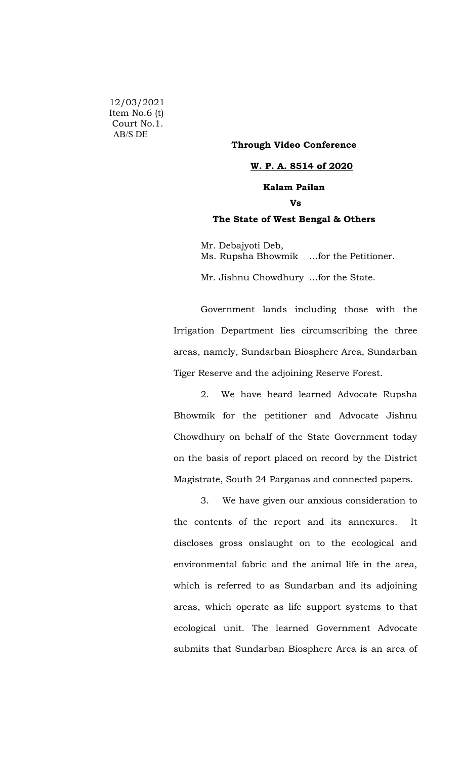12/03/2021
Item No.6 (t)
Court No.1.
AB/S DE

**Through Video Conference**

**W. P. A. 8514 of 2020**

**Kalam Pailan**

**Vs**

**The State of West Bengal & Others**

Mr. Debajyoti Deb,
Ms. Rupsha Bhowmik ...for the Petitioner.

Mr. Jishnu Chowdhury ...for the State.

Government lands including those with the Irrigation Department lies circumscribing the three areas, namely, Sundarban Biosphere Area, Sundarban Tiger Reserve and the adjoining Reserve Forest.

2. We have heard learned Advocate Rupsha Bhowmik for the petitioner and Advocate Jishnu Chowdhury on behalf of the State Government today on the basis of report placed on record by the District Magistrate, South 24 Parganas and connected papers.

3. We have given our anxious consideration to the contents of the report and its annexures. It discloses gross onslaught on to the ecological and environmental fabric and the animal life in the area, which is referred to as Sundarban and its adjoining areas, which operate as life support systems to that ecological unit. The learned Government Advocate submits that Sundarban Biosphere Area is an area of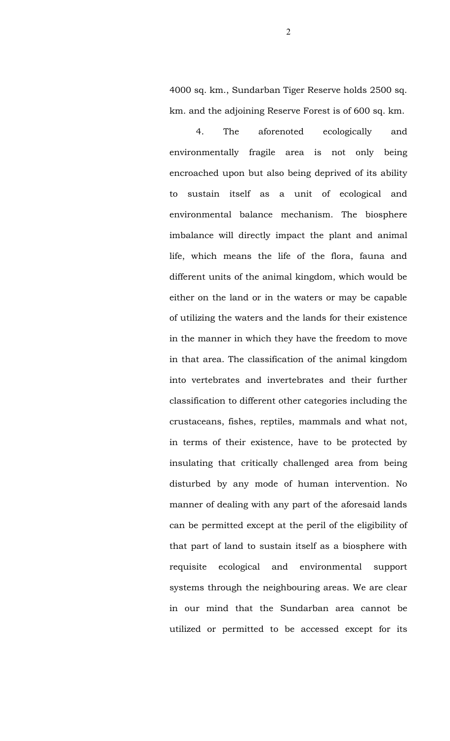4000 sq. km., Sundarban Tiger Reserve holds 2500 sq. km. and the adjoining Reserve Forest is of 600 sq. km.

4. The aforenoted ecologically and environmentally fragile area is not only being encroached upon but also being deprived of its ability to sustain itself as a unit of ecological and environmental balance mechanism. The biosphere imbalance will directly impact the plant and animal life, which means the life of the flora, fauna and different units of the animal kingdom, which would be either on the land or in the waters or may be capable of utilizing the waters and the lands for their existence in the manner in which they have the freedom to move in that area. The classification of the animal kingdom into vertebrates and invertebrates and their further classification to different other categories including the crustaceans, fishes, reptiles, mammals and what not, in terms of their existence, have to be protected by insulating that critically challenged area from being disturbed by any mode of human intervention. No manner of dealing with any part of the aforesaid lands can be permitted except at the peril of the eligibility of that part of land to sustain itself as a biosphere with requisite ecological and environmental support systems through the neighbouring areas. We are clear in our mind that the Sundarban area cannot be utilized or permitted to be accessed except for its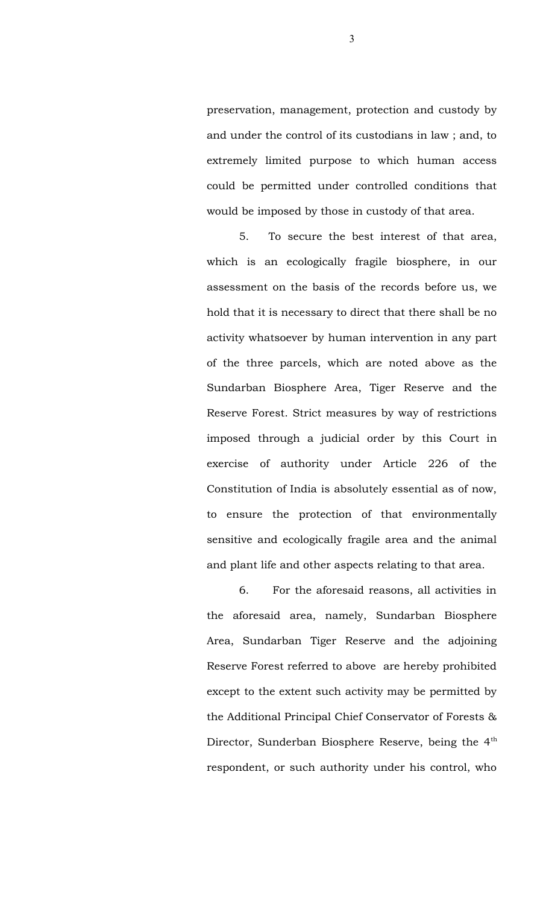preservation, management, protection and custody by and under the control of its custodians in law ; and, to extremely limited purpose to which human access could be permitted under controlled conditions that would be imposed by those in custody of that area.

5. To secure the best interest of that area, which is an ecologically fragile biosphere, in our assessment on the basis of the records before us, we hold that it is necessary to direct that there shall be no activity whatsoever by human intervention in any part of the three parcels, which are noted above as the Sundarban Biosphere Area, Tiger Reserve and the Reserve Forest. Strict measures by way of restrictions imposed through a judicial order by this Court in exercise of authority under Article 226 of the Constitution of India is absolutely essential as of now, to ensure the protection of that environmentally sensitive and ecologically fragile area and the animal and plant life and other aspects relating to that area.

6. For the aforesaid reasons, all activities in the aforesaid area, namely, Sundarban Biosphere Area, Sundarban Tiger Reserve and the adjoining Reserve Forest referred to above are hereby prohibited except to the extent such activity may be permitted by the Additional Principal Chief Conservator of Forests & Director, Sunderban Biosphere Reserve, being the 4th respondent, or such authority under his control, who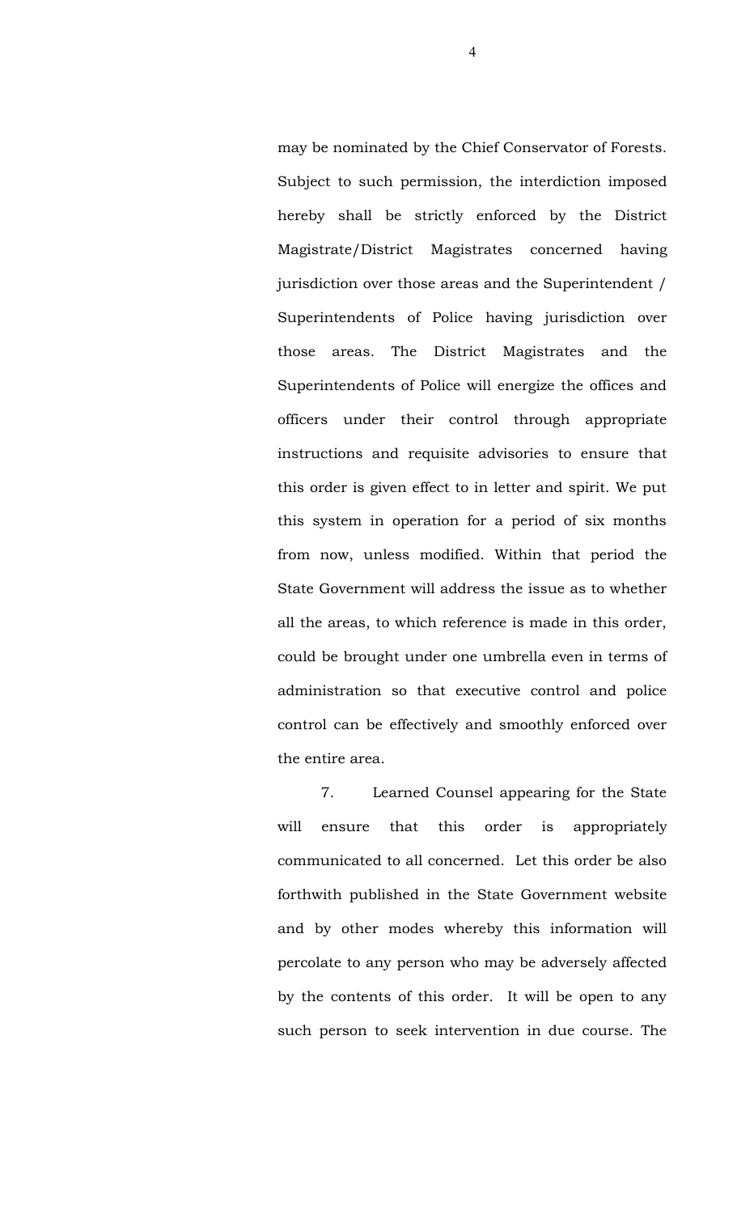may be nominated by the Chief Conservator of Forests. Subject to such permission, the interdiction imposed hereby shall be strictly enforced by the District Magistrate/District Magistrates concerned having jurisdiction over those areas and the Superintendent / Superintendents of Police having jurisdiction over those areas. The District Magistrates and the Superintendents of Police will energize the offices and officers under their control through appropriate instructions and requisite advisories to ensure that this order is given effect to in letter and spirit. We put this system in operation for a period of six months from now, unless modified. Within that period the State Government will address the issue as to whether all the areas, to which reference is made in this order, could be brought under one umbrella even in terms of administration so that executive control and police control can be effectively and smoothly enforced over the entire area.

7. Learned Counsel appearing for the State will ensure that this order is appropriately communicated to all concerned. Let this order be also forthwith published in the State Government website and by other modes whereby this information will percolate to any person who may be adversely affected by the contents of this order. It will be open to any such person to seek intervention in due course. The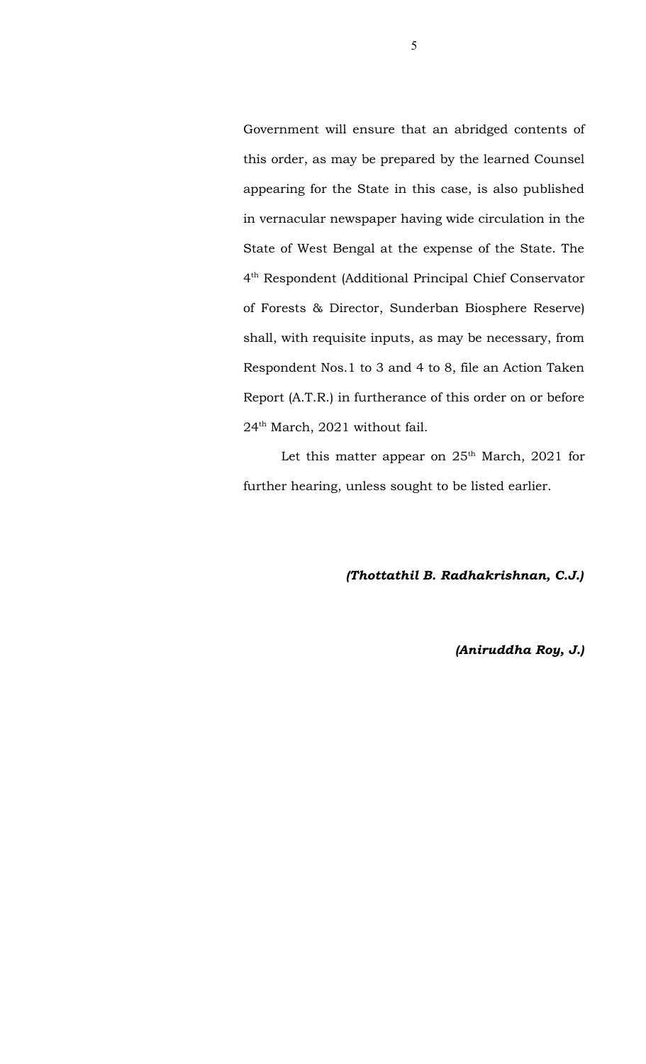Government will ensure that an abridged contents of this order, as may be prepared by the learned Counsel appearing for the State in this case, is also published in vernacular newspaper having wide circulation in the State of West Bengal at the expense of the State. The 4th Respondent (Additional Principal Chief Conservator of Forests & Director, Sunderban Biosphere Reserve) shall, with requisite inputs, as may be necessary, from Respondent Nos.1 to 3 and 4 to 8, file an Action Taken Report (A.T.R.) in furtherance of this order on or before 24th March, 2021 without fail.

Let this matter appear on 25th March, 2021 for further hearing, unless sought to be listed earlier.

***(Thottathil B. Radhakrishnan, C.J.)***

***(Aniruddha Roy, J.)***